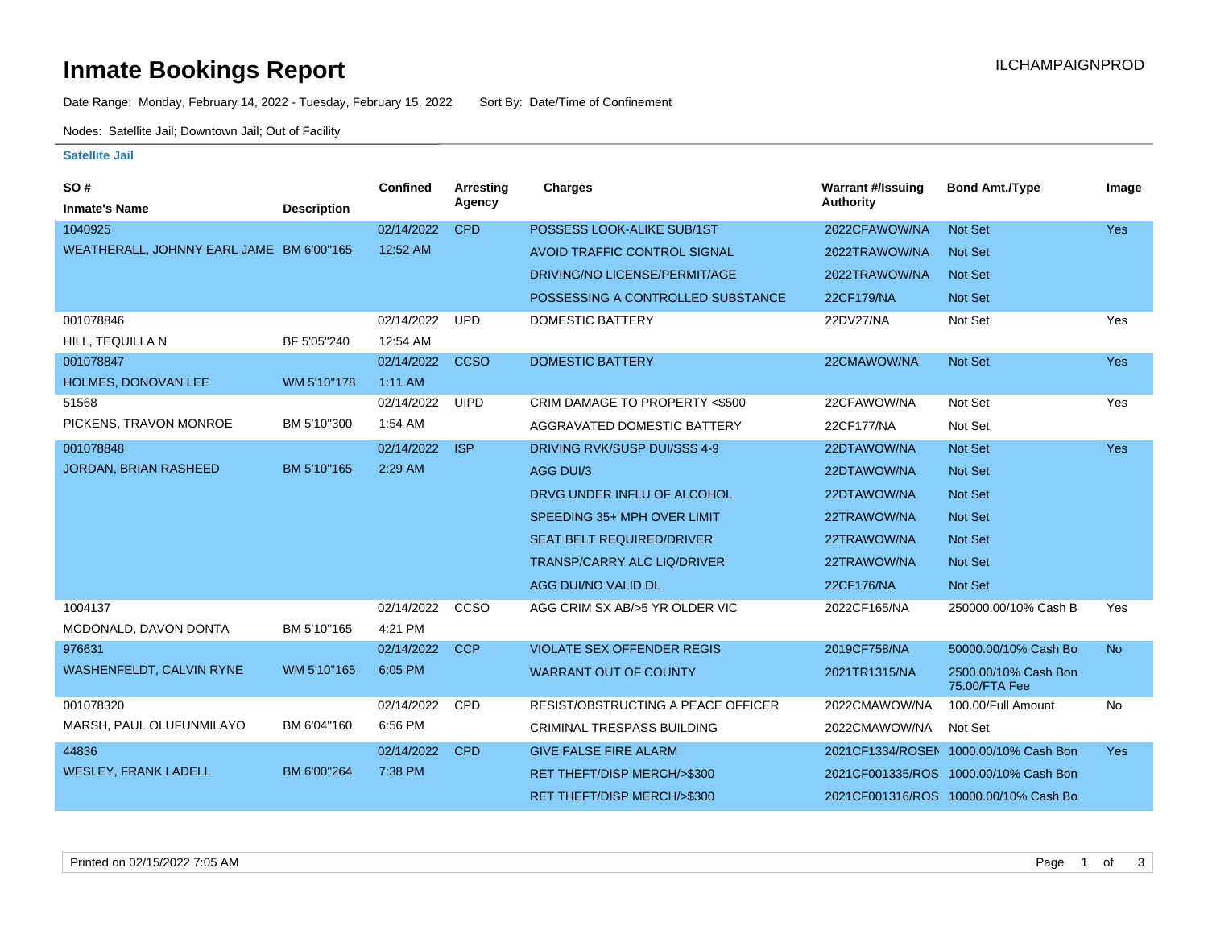# Inmate Bookings Report

ILCHAMPAIGNPROD

Date Range: Monday, February 14, 2022 - Tuesday, February 15, 2022 Sort By: Date/Time of Confinement

Nodes: Satellite Jail; Downtown Jail; Out of Facility

### Satellite Jail

| SO # / Inmate's Name | Description | Confined | Arresting Agency | Charges | Warrant #/Issuing Authority | Bond Amt./Type | Image |
|---|---|---|---|---|---|---|---|
| 1040925 WEATHERALL, JOHNNY EARL JAME | BM 6'00"165 | 02/14/2022 12:52 AM | CPD | POSSESS LOOK-ALIKE SUB/1ST | 2022CFAWOW/NA | Not Set | Yes |
| | | | | AVOID TRAFFIC CONTROL SIGNAL | 2022TRAWOW/NA | Not Set | |
| | | | | DRIVING/NO LICENSE/PERMIT/AGE | 2022TRAWOW/NA | Not Set | |
| | | | | POSSESSING A CONTROLLED SUBSTANCE | 22CF179/NA | Not Set | |
| 001078846 HILL, TEQUILLA N | BF 5'05"240 | 02/14/2022 12:54 AM | UPD | DOMESTIC BATTERY | 22DV27/NA | Not Set | Yes |
| 001078847 HOLMES, DONOVAN LEE | WM 5'10"178 | 02/14/2022 1:11 AM | CCSO | DOMESTIC BATTERY | 22CMAWOW/NA | Not Set | Yes |
| 51568 PICKENS, TRAVON MONROE | BM 5'10"300 | 02/14/2022 1:54 AM | UIPD | CRIM DAMAGE TO PROPERTY <$500 | 22CFAWOW/NA | Not Set | Yes |
| | | | | AGGRAVATED DOMESTIC BATTERY | 22CF177/NA | Not Set | |
| 001078848 JORDAN, BRIAN RASHEED | BM 5'10"165 | 02/14/2022 2:29 AM | ISP | DRIVING RVK/SUSP DUI/SSS 4-9 | 22DTAWOW/NA | Not Set | Yes |
| | | | | AGG DUI/3 | 22DTAWOW/NA | Not Set | |
| | | | | DRVG UNDER INFLU OF ALCOHOL | 22DTAWOW/NA | Not Set | |
| | | | | SPEEDING 35+ MPH OVER LIMIT | 22TRAWOW/NA | Not Set | |
| | | | | SEAT BELT REQUIRED/DRIVER | 22TRAWOW/NA | Not Set | |
| | | | | TRANSP/CARRY ALC LIQ/DRIVER | 22TRAWOW/NA | Not Set | |
| | | | | AGG DUI/NO VALID DL | 22CF176/NA | Not Set | |
| 1004137 MCDONALD, DAVON DONTA | BM 5'10"165 | 02/14/2022 4:21 PM | CCSO | AGG CRIM SX AB/>5 YR OLDER VIC | 2022CF165/NA | 250000.00/10% Cash B | Yes |
| 976631 WASHENFELDT, CALVIN RYNE | WM 5'10"165 | 02/14/2022 6:05 PM | CCP | VIOLATE SEX OFFENDER REGIS | 2019CF758/NA | 50000.00/10% Cash Bo | No |
| | | | | WARRANT OUT OF COUNTY | 2021TR1315/NA | 2500.00/10% Cash Bon 75.00/FTA Fee | |
| 001078320 MARSH, PAUL OLUFUNMILAYO | BM 6'04"160 | 02/14/2022 6:56 PM | CPD | RESIST/OBSTRUCTING A PEACE OFFICER | 2022CMAWOW/NA | 100.00/Full Amount | No |
| | | | | CRIMINAL TRESPASS BUILDING | 2022CMAWOW/NA | Not Set | |
| 44836 WESLEY, FRANK LADELL | BM 6'00"264 | 02/14/2022 7:38 PM | CPD | GIVE FALSE FIRE ALARM | 2021CF1334/ROSEN | 1000.00/10% Cash Bon | Yes |
| | | | | RET THEFT/DISP MERCH/>$300 | 2021CF001335/ROS | 1000.00/10% Cash Bon | |
| | | | | RET THEFT/DISP MERCH/>$300 | 2021CF001316/ROS | 10000.00/10% Cash Bo | |

Printed on 02/15/2022 7:05 AM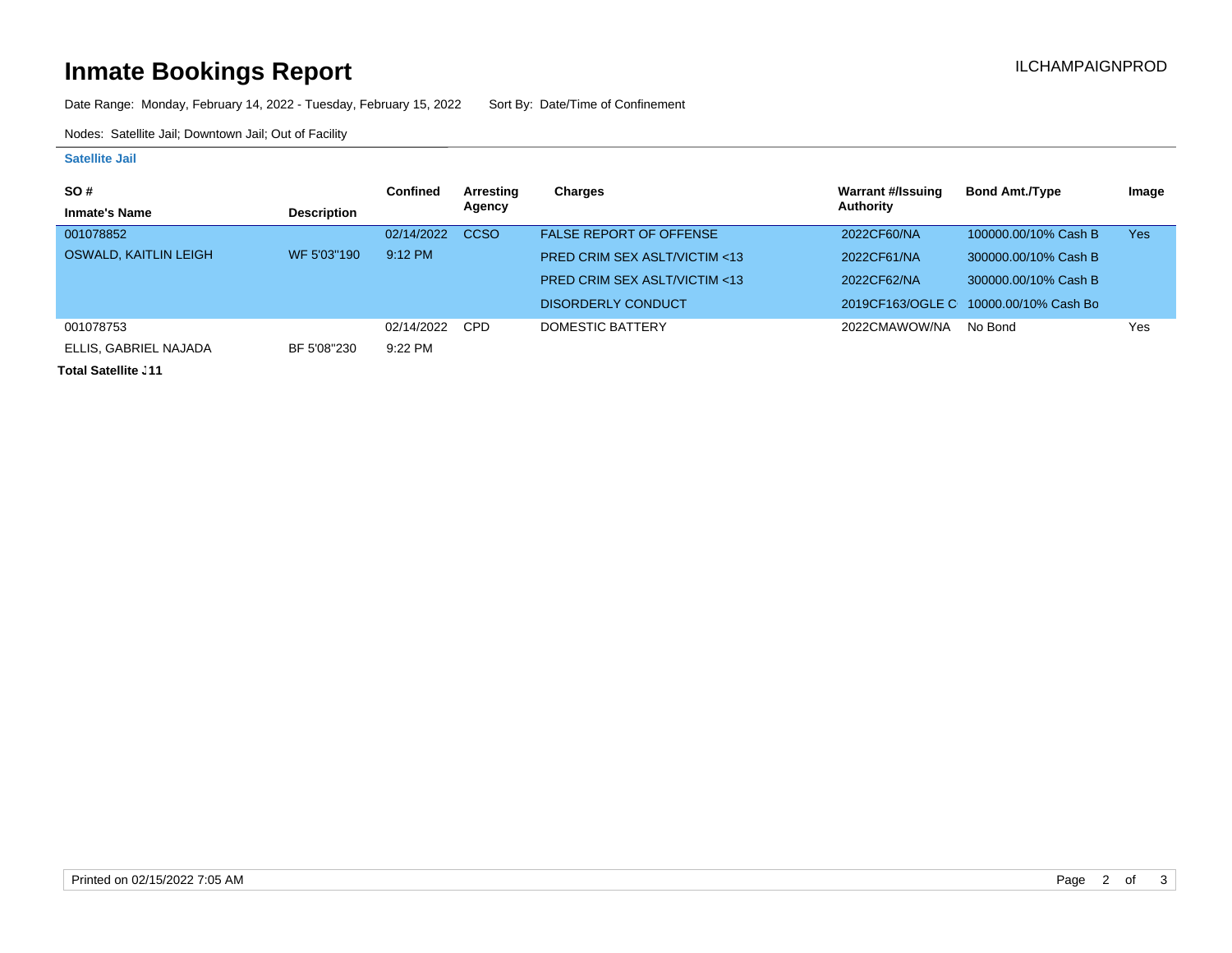# Inmate Bookings Report

ILCHAMPAIGNPROD

Date Range: Monday, February 14, 2022 - Tuesday, February 15, 2022     Sort By: Date/Time of Confinement

Nodes: Satellite Jail; Downtown Jail; Out of Facility

### Satellite Jail

| SO # / Inmate's Name | Description | Confined | Arresting Agency | Charges | Warrant #/Issuing Authority | Bond Amt./Type | Image |
|---|---|---|---|---|---|---|---|
| 001078852 | | 02/14/2022 | CCSO | FALSE REPORT OF OFFENSE | 2022CF60/NA | 100000.00/10% Cash B | Yes |
| OSWALD, KAITLIN LEIGH | WF 5'03"190 | 9:12 PM | | PRED CRIM SEX ASLT/VICTIM <13 | 2022CF61/NA | 300000.00/10% Cash B | |
| | | | | PRED CRIM SEX ASLT/VICTIM <13 | 2022CF62/NA | 300000.00/10% Cash B | |
| | | | | DISORDERLY CONDUCT | 2019CF163/OGLE C | 10000.00/10% Cash Bo | |
| 001078753 | | 02/14/2022 | CPD | DOMESTIC BATTERY | 2022CMAWOW/NA | No Bond | Yes |
| ELLIS, GABRIEL NAJADA | BF 5'08"230 | 9:22 PM | | | | | |

**Total Satellite J11**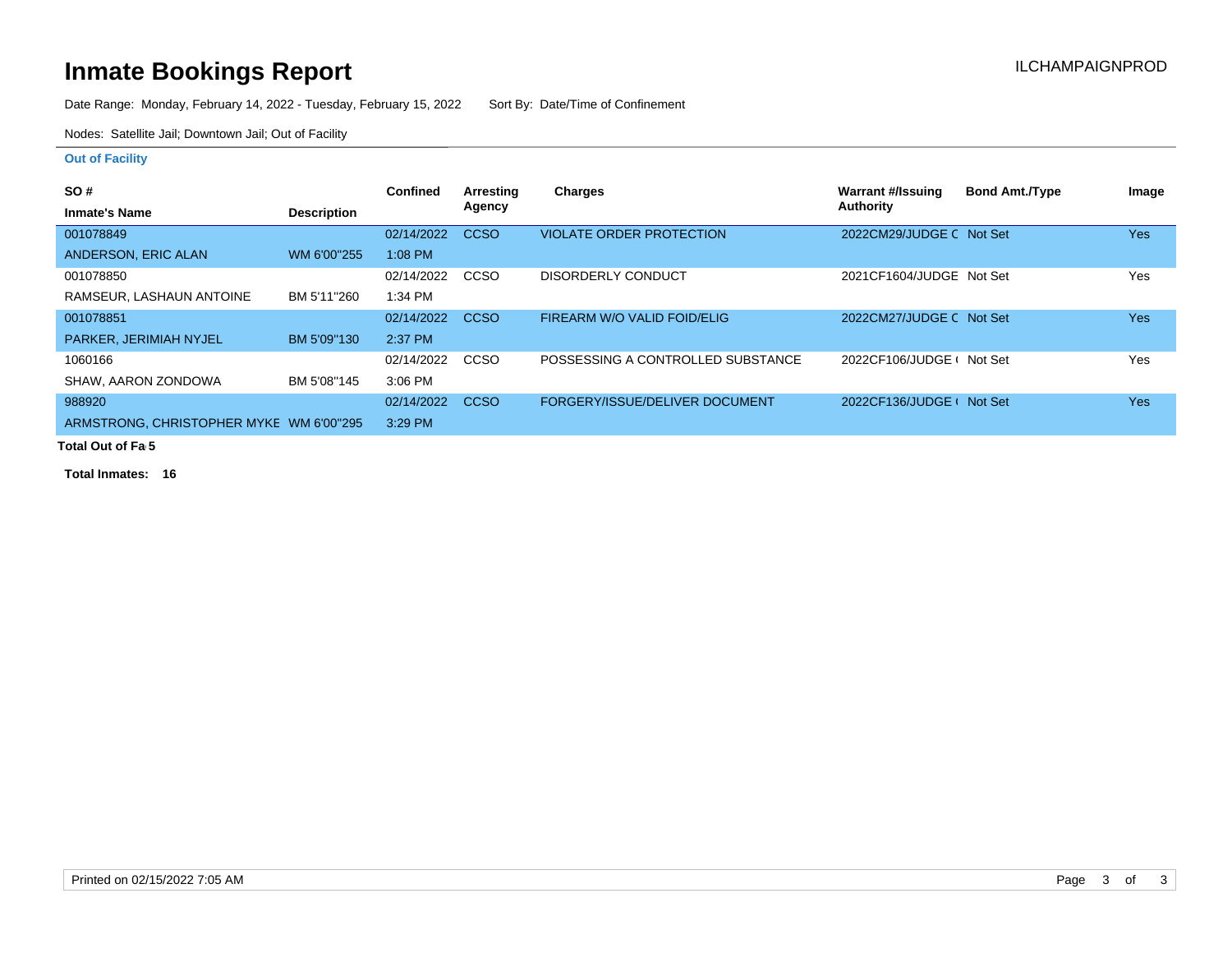# Inmate Bookings Report

ILCHAMPAIGNPROD

Date Range: Monday, February 14, 2022 - Tuesday, February 15, 2022     Sort By: Date/Time of Confinement

Nodes: Satellite Jail; Downtown Jail; Out of Facility

### Out of Facility

| SO # / Inmate's Name | Description | Confined | Arresting Agency | Charges | Warrant #/Issuing Authority | Bond Amt./Type | Image |
|---|---|---|---|---|---|---|---|
| 001078849 ANDERSON, ERIC ALAN | WM 6'00"255 | 02/14/2022 1:08 PM | CCSO | VIOLATE ORDER PROTECTION | 2022CM29/JUDGE C | Not Set | Yes |
| 001078850 RAMSEUR, LASHAUN ANTOINE | BM 5'11"260 | 02/14/2022 1:34 PM | CCSO | DISORDERLY CONDUCT | 2021CF1604/JUDGE | Not Set | Yes |
| 001078851 PARKER, JERIMIAH NYJEL | BM 5'09"130 | 02/14/2022 2:37 PM | CCSO | FIREARM W/O VALID FOID/ELIG | 2022CM27/JUDGE C | Not Set | Yes |
| 1060166 SHAW, AARON ZONDOWA | BM 5'08"145 | 02/14/2022 3:06 PM | CCSO | POSSESSING A CONTROLLED SUBSTANCE | 2022CF106/JUDGE ( | Not Set | Yes |
| 988920 ARMSTRONG, CHRISTOPHER MYKE | WM 6'00"295 | 02/14/2022 3:29 PM | CCSO | FORGERY/ISSUE/DELIVER DOCUMENT | 2022CF136/JUDGE ( | Not Set | Yes |

**Total Out of Fa 5**

**Total Inmates: 16**

Printed on 02/15/2022 7:05 AM